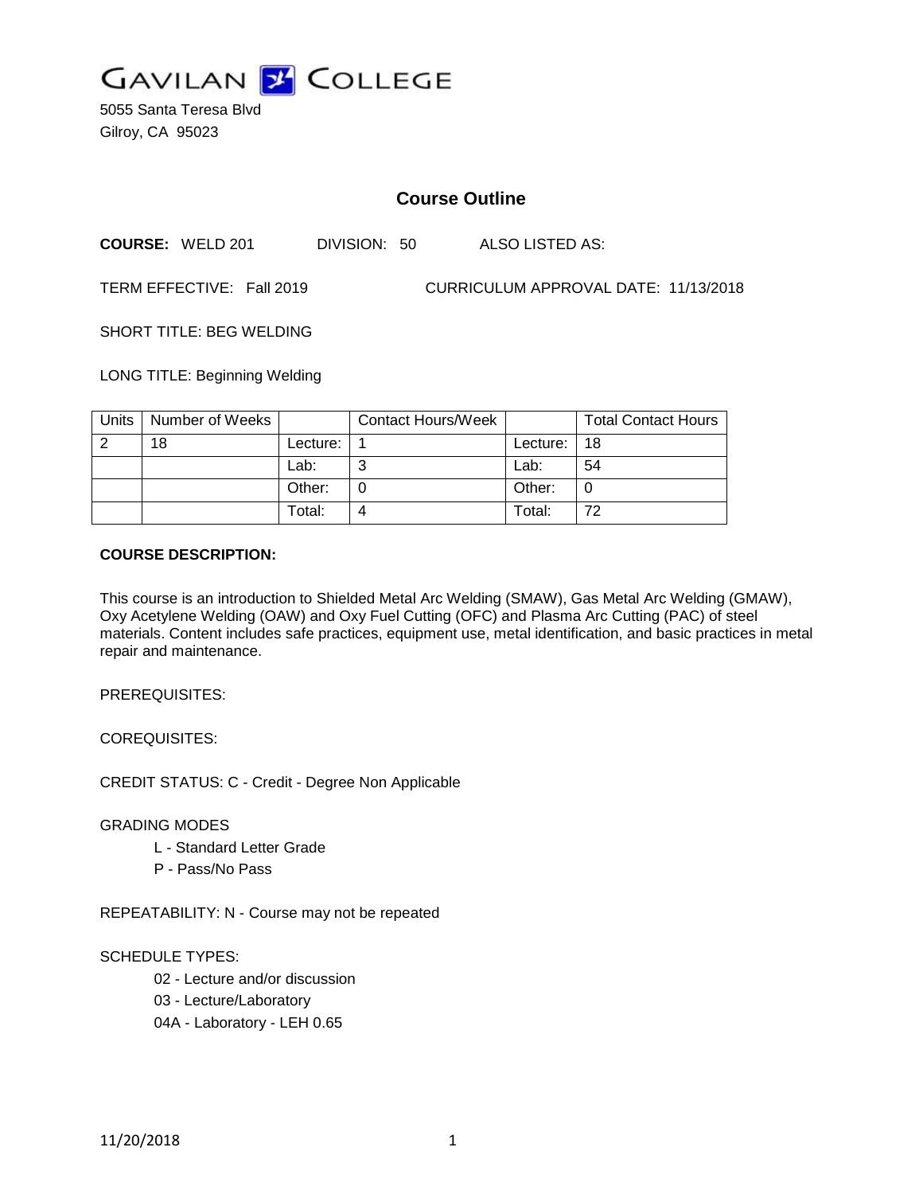# GAVILAN COLLEGE

5055 Santa Teresa Blvd
Gilroy, CA 95023

## Course Outline

**COURSE:** WELD 201 DIVISION: 50 ALSO LISTED AS:

TERM EFFECTIVE: Fall 2019 CURRICULUM APPROVAL DATE: 11/13/2018

SHORT TITLE: BEG WELDING

LONG TITLE: Beginning Welding

| Units | Number of Weeks | | Contact Hours/Week | | Total Contact Hours |
|---|---|---|---|---|---|
| 2 | 18 | Lecture: | 1 | Lecture: | 18 |
| | | Lab: | 3 | Lab: | 54 |
| | | Other: | 0 | Other: | 0 |
| | | Total: | 4 | Total: | 72 |

**COURSE DESCRIPTION:**

This course is an introduction to Shielded Metal Arc Welding (SMAW), Gas Metal Arc Welding (GMAW), Oxy Acetylene Welding (OAW) and Oxy Fuel Cutting (OFC) and Plasma Arc Cutting (PAC) of steel materials. Content includes safe practices, equipment use, metal identification, and basic practices in metal repair and maintenance.

PREREQUISITES:

COREQUISITES:

CREDIT STATUS: C - Credit - Degree Non Applicable

GRADING MODES

- L - Standard Letter Grade
- P - Pass/No Pass

REPEATABILITY: N - Course may not be repeated

SCHEDULE TYPES:

- 02 - Lecture and/or discussion
- 03 - Lecture/Laboratory
- 04A - Laboratory - LEH 0.65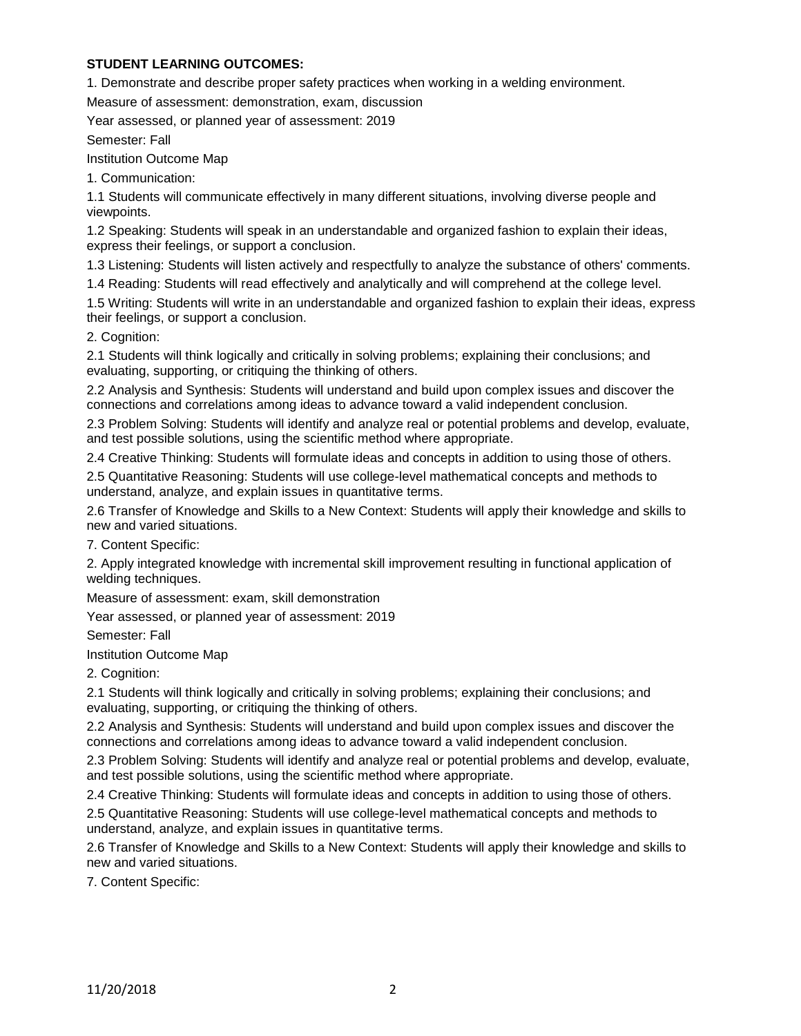**STUDENT LEARNING OUTCOMES:**

1. Demonstrate and describe proper safety practices when working in a welding environment.

Measure of assessment: demonstration, exam, discussion

Year assessed, or planned year of assessment: 2019

Semester: Fall

Institution Outcome Map

1. Communication:

1.1 Students will communicate effectively in many different situations, involving diverse people and viewpoints.

1.2 Speaking: Students will speak in an understandable and organized fashion to explain their ideas, express their feelings, or support a conclusion.

1.3 Listening: Students will listen actively and respectfully to analyze the substance of others' comments.

1.4 Reading: Students will read effectively and analytically and will comprehend at the college level.

1.5 Writing: Students will write in an understandable and organized fashion to explain their ideas, express their feelings, or support a conclusion.

2. Cognition:

2.1 Students will think logically and critically in solving problems; explaining their conclusions; and evaluating, supporting, or critiquing the thinking of others.

2.2 Analysis and Synthesis: Students will understand and build upon complex issues and discover the connections and correlations among ideas to advance toward a valid independent conclusion.

2.3 Problem Solving: Students will identify and analyze real or potential problems and develop, evaluate, and test possible solutions, using the scientific method where appropriate.

2.4 Creative Thinking: Students will formulate ideas and concepts in addition to using those of others.

2.5 Quantitative Reasoning: Students will use college-level mathematical concepts and methods to understand, analyze, and explain issues in quantitative terms.

2.6 Transfer of Knowledge and Skills to a New Context: Students will apply their knowledge and skills to new and varied situations.

7. Content Specific:

2. Apply integrated knowledge with incremental skill improvement resulting in functional application of welding techniques.

Measure of assessment: exam, skill demonstration

Year assessed, or planned year of assessment: 2019

Semester: Fall

Institution Outcome Map

2. Cognition:

2.1 Students will think logically and critically in solving problems; explaining their conclusions; and evaluating, supporting, or critiquing the thinking of others.

2.2 Analysis and Synthesis: Students will understand and build upon complex issues and discover the connections and correlations among ideas to advance toward a valid independent conclusion.

2.3 Problem Solving: Students will identify and analyze real or potential problems and develop, evaluate, and test possible solutions, using the scientific method where appropriate.

2.4 Creative Thinking: Students will formulate ideas and concepts in addition to using those of others.

2.5 Quantitative Reasoning: Students will use college-level mathematical concepts and methods to understand, analyze, and explain issues in quantitative terms.

2.6 Transfer of Knowledge and Skills to a New Context: Students will apply their knowledge and skills to new and varied situations.

7. Content Specific: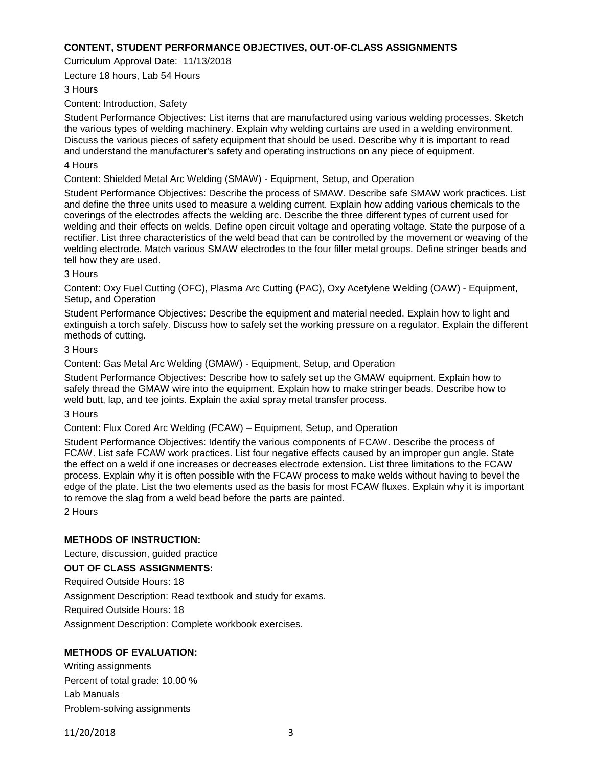## CONTENT, STUDENT PERFORMANCE OBJECTIVES, OUT-OF-CLASS ASSIGNMENTS

Curriculum Approval Date: 11/13/2018

Lecture 18 hours, Lab 54 Hours

3 Hours

Content: Introduction, Safety

Student Performance Objectives: List items that are manufactured using various welding processes. Sketch the various types of welding machinery. Explain why welding curtains are used in a welding environment. Discuss the various pieces of safety equipment that should be used. Describe why it is important to read and understand the manufacturer's safety and operating instructions on any piece of equipment.

4 Hours

Content: Shielded Metal Arc Welding (SMAW) - Equipment, Setup, and Operation

Student Performance Objectives: Describe the process of SMAW. Describe safe SMAW work practices. List and define the three units used to measure a welding current. Explain how adding various chemicals to the coverings of the electrodes affects the welding arc. Describe the three different types of current used for welding and their effects on welds. Define open circuit voltage and operating voltage. State the purpose of a rectifier. List three characteristics of the weld bead that can be controlled by the movement or weaving of the welding electrode. Match various SMAW electrodes to the four filler metal groups. Define stringer beads and tell how they are used.

3 Hours

Content: Oxy Fuel Cutting (OFC), Plasma Arc Cutting (PAC), Oxy Acetylene Welding (OAW) - Equipment, Setup, and Operation

Student Performance Objectives: Describe the equipment and material needed. Explain how to light and extinguish a torch safely. Discuss how to safely set the working pressure on a regulator. Explain the different methods of cutting.

3 Hours

Content: Gas Metal Arc Welding (GMAW) - Equipment, Setup, and Operation

Student Performance Objectives: Describe how to safely set up the GMAW equipment. Explain how to safely thread the GMAW wire into the equipment. Explain how to make stringer beads. Describe how to weld butt, lap, and tee joints. Explain the axial spray metal transfer process.

3 Hours

Content: Flux Cored Arc Welding (FCAW) – Equipment, Setup, and Operation

Student Performance Objectives: Identify the various components of FCAW. Describe the process of FCAW. List safe FCAW work practices. List four negative effects caused by an improper gun angle. State the effect on a weld if one increases or decreases electrode extension. List three limitations to the FCAW process. Explain why it is often possible with the FCAW process to make welds without having to bevel the edge of the plate. List the two elements used as the basis for most FCAW fluxes. Explain why it is important to remove the slag from a weld bead before the parts are painted.

2 Hours

## METHODS OF INSTRUCTION:

Lecture, discussion, guided practice

## OUT OF CLASS ASSIGNMENTS:

Required Outside Hours: 18

Assignment Description: Read textbook and study for exams.

Required Outside Hours: 18

Assignment Description: Complete workbook exercises.

## METHODS OF EVALUATION:

Writing assignments

Percent of total grade: 10.00 %

Lab Manuals

Problem-solving assignments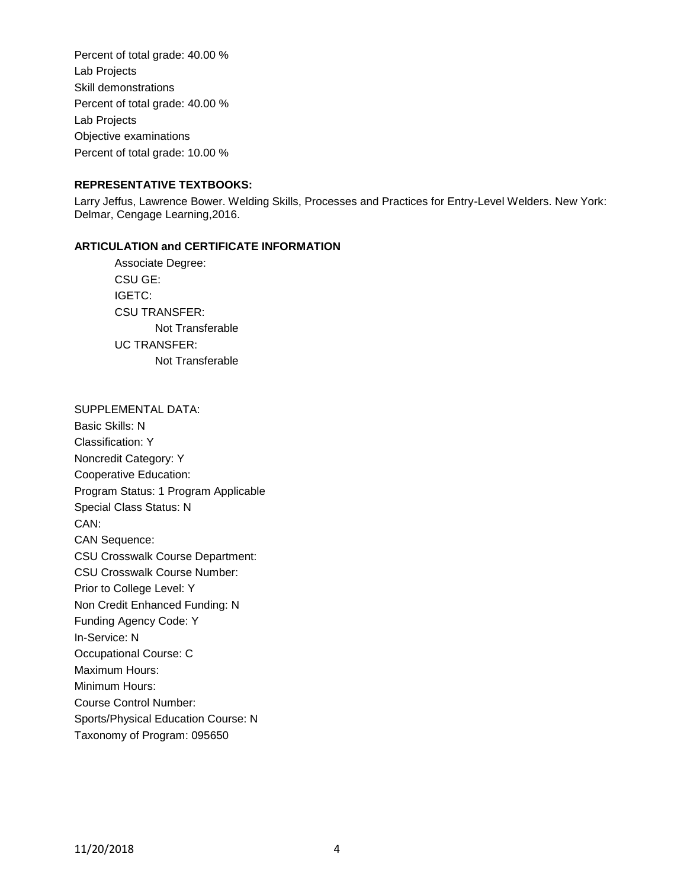Percent of total grade: 40.00 %

Lab Projects

Skill demonstrations

Percent of total grade: 40.00 %

Lab Projects

Objective examinations

Percent of total grade: 10.00 %

**REPRESENTATIVE TEXTBOOKS:**

Larry Jeffus, Lawrence Bower. Welding Skills, Processes and Practices for Entry-Level Welders. New York: Delmar, Cengage Learning,2016.

**ARTICULATION and CERTIFICATE INFORMATION**

Associate Degree:
CSU GE:
IGETC:
CSU TRANSFER:
    Not Transferable
UC TRANSFER:
    Not Transferable

SUPPLEMENTAL DATA:
Basic Skills: N
Classification: Y
Noncredit Category: Y
Cooperative Education:
Program Status: 1 Program Applicable
Special Class Status: N
CAN:
CAN Sequence:
CSU Crosswalk Course Department:
CSU Crosswalk Course Number:
Prior to College Level: Y
Non Credit Enhanced Funding: N
Funding Agency Code: Y
In-Service: N
Occupational Course: C
Maximum Hours:
Minimum Hours:
Course Control Number:
Sports/Physical Education Course: N
Taxonomy of Program: 095650